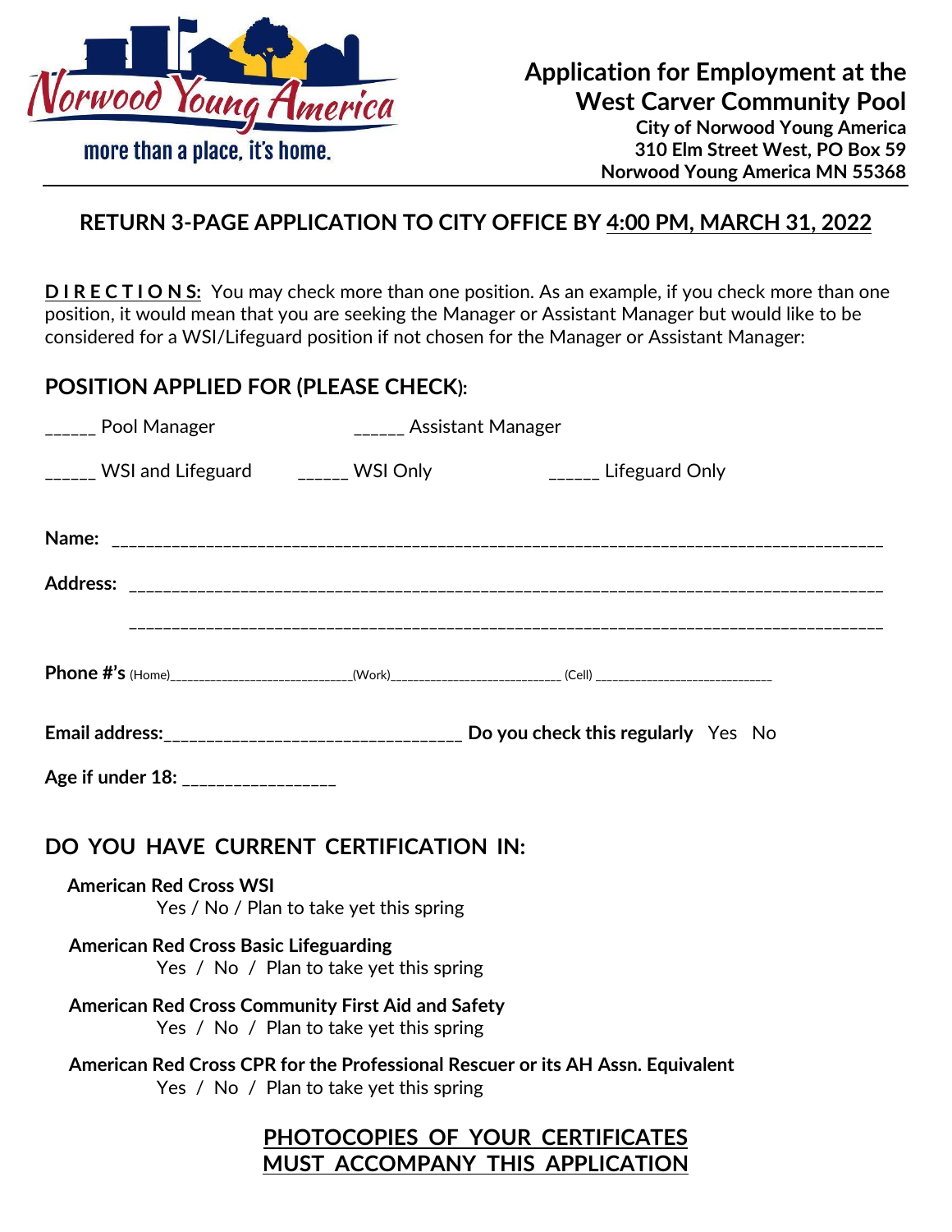Norwood Young America

more than a place, it's home.

# Application for Employment at the West Carver Community Pool

**City of Norwood Young America**
**310 Elm Street West, PO Box 59**
**Norwood Young America MN 55368**

## RETURN 3-PAGE APPLICATION TO CITY OFFICE BY 4:00 PM, MARCH 31, 2022

**D I R E C T I O N S:** You may check more than one position. As an example, if you check more than one position, it would mean that you are seeking the Manager or Assistant Manager but would like to be considered for a WSI/Lifeguard position if not chosen for the Manager or Assistant Manager:

## POSITION APPLIED FOR (PLEASE CHECK):

______ Pool Manager ______ Assistant Manager

______ WSI and Lifeguard ______ WSI Only ______ Lifeguard Only

**Name:** ______________________________________________________________________________

**Address:** ______________________________________________________________________________

______________________________________________________________________________

**Phone #'s** (Home)__________________________(Work)________________________ (Cell) __________________________

**Email address:**________________________________ **Do you check this regularly** Yes No

**Age if under 18:** ________________

## DO YOU HAVE CURRENT CERTIFICATION IN:

**American Red Cross WSI**
Yes / No / Plan to take yet this spring

**American Red Cross Basic Lifeguarding**
Yes / No / Plan to take yet this spring

**American Red Cross Community First Aid and Safety**
Yes / No / Plan to take yet this spring

**American Red Cross CPR for the Professional Rescuer or its AH Assn. Equivalent**
Yes / No / Plan to take yet this spring

**PHOTOCOPIES OF YOUR CERTIFICATES MUST ACCOMPANY THIS APPLICATION**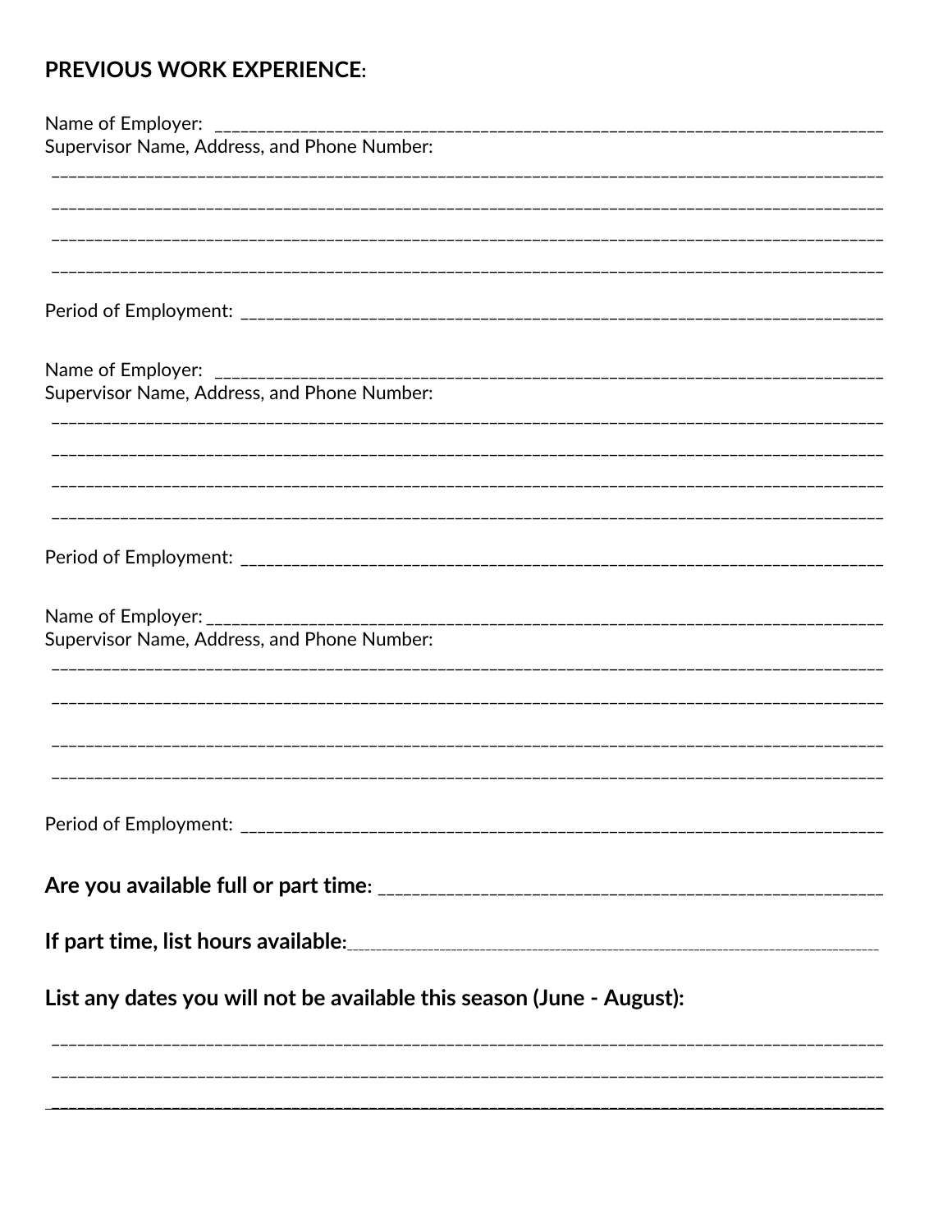**PREVIOUS WORK EXPERIENCE**:

Name of Employer: ______________________________________________________________________________

Supervisor Name, Address, and Phone Number:

______________________________________________________________________________

______________________________________________________________________________

______________________________________________________________________________

______________________________________________________________________________

Period of Employment: ______________________________________________________________________________

Name of Employer: ______________________________________________________________________________

Supervisor Name, Address, and Phone Number:

______________________________________________________________________________

______________________________________________________________________________

______________________________________________________________________________

______________________________________________________________________________

Period of Employment: ______________________________________________________________________________

Name of Employer: ______________________________________________________________________________

Supervisor Name, Address, and Phone Number:

______________________________________________________________________________

______________________________________________________________________________

______________________________________________________________________________

______________________________________________________________________________

Period of Employment: ______________________________________________________________________________

**Are you available full or part time**: ______________________________________________________________________________

**If part time, list hours available**: ______________________________________________________________________________

**List any dates you will not be available this season (June - August):**

______________________________________________________________________________

______________________________________________________________________________

______________________________________________________________________________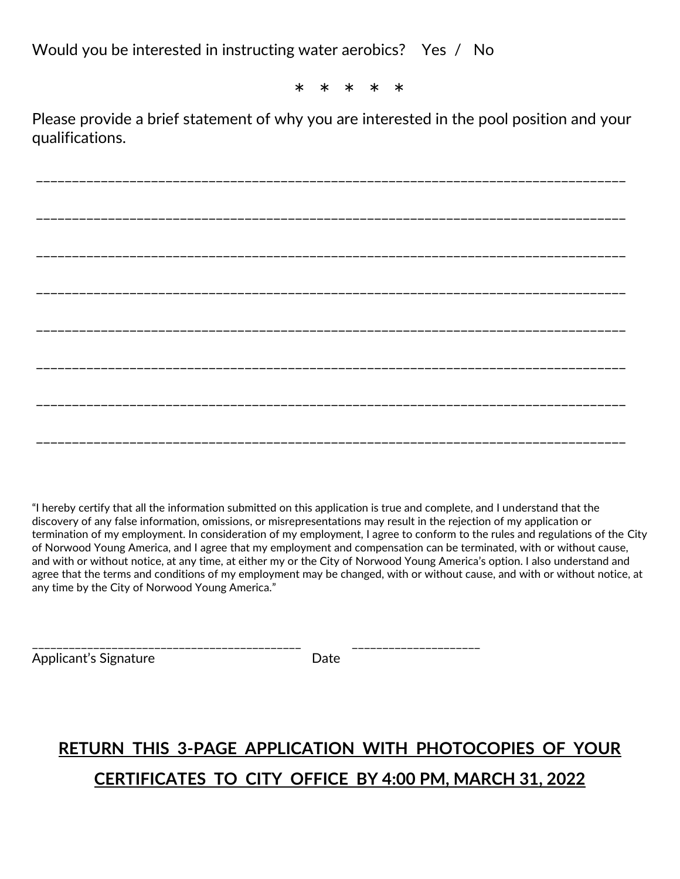Would you be interested in instructing water aerobics? Yes / No

\* \* \* \* \*

Please provide a brief statement of why you are interested in the pool position and your qualifications.

\_\_\_\_\_\_\_\_\_\_\_\_\_\_\_\_\_\_\_\_\_\_\_\_\_\_\_\_\_\_\_\_\_\_\_\_\_\_\_\_\_\_\_\_\_\_\_\_\_\_\_\_\_\_\_\_\_\_\_\_\_\_\_\_\_\_\_\_\_\_\_\_\_\_\_\_\_\_

\_\_\_\_\_\_\_\_\_\_\_\_\_\_\_\_\_\_\_\_\_\_\_\_\_\_\_\_\_\_\_\_\_\_\_\_\_\_\_\_\_\_\_\_\_\_\_\_\_\_\_\_\_\_\_\_\_\_\_\_\_\_\_\_\_\_\_\_\_\_\_\_\_\_\_\_\_\_

\_\_\_\_\_\_\_\_\_\_\_\_\_\_\_\_\_\_\_\_\_\_\_\_\_\_\_\_\_\_\_\_\_\_\_\_\_\_\_\_\_\_\_\_\_\_\_\_\_\_\_\_\_\_\_\_\_\_\_\_\_\_\_\_\_\_\_\_\_\_\_\_\_\_\_\_\_\_

\_\_\_\_\_\_\_\_\_\_\_\_\_\_\_\_\_\_\_\_\_\_\_\_\_\_\_\_\_\_\_\_\_\_\_\_\_\_\_\_\_\_\_\_\_\_\_\_\_\_\_\_\_\_\_\_\_\_\_\_\_\_\_\_\_\_\_\_\_\_\_\_\_\_\_\_\_\_

\_\_\_\_\_\_\_\_\_\_\_\_\_\_\_\_\_\_\_\_\_\_\_\_\_\_\_\_\_\_\_\_\_\_\_\_\_\_\_\_\_\_\_\_\_\_\_\_\_\_\_\_\_\_\_\_\_\_\_\_\_\_\_\_\_\_\_\_\_\_\_\_\_\_\_\_\_\_

\_\_\_\_\_\_\_\_\_\_\_\_\_\_\_\_\_\_\_\_\_\_\_\_\_\_\_\_\_\_\_\_\_\_\_\_\_\_\_\_\_\_\_\_\_\_\_\_\_\_\_\_\_\_\_\_\_\_\_\_\_\_\_\_\_\_\_\_\_\_\_\_\_\_\_\_\_\_

\_\_\_\_\_\_\_\_\_\_\_\_\_\_\_\_\_\_\_\_\_\_\_\_\_\_\_\_\_\_\_\_\_\_\_\_\_\_\_\_\_\_\_\_\_\_\_\_\_\_\_\_\_\_\_\_\_\_\_\_\_\_\_\_\_\_\_\_\_\_\_\_\_\_\_\_\_\_

\_\_\_\_\_\_\_\_\_\_\_\_\_\_\_\_\_\_\_\_\_\_\_\_\_\_\_\_\_\_\_\_\_\_\_\_\_\_\_\_\_\_\_\_\_\_\_\_\_\_\_\_\_\_\_\_\_\_\_\_\_\_\_\_\_\_\_\_\_\_\_\_\_\_\_\_\_\_

"I hereby certify that all the information submitted on this application is true and complete, and I understand that the discovery of any false information, omissions, or misrepresentations may result in the rejection of my application or termination of my employment. In consideration of my employment, I agree to conform to the rules and regulations of the City of Norwood Young America, and I agree that my employment and compensation can be terminated, with or without cause, and with or without notice, at any time, at either my or the City of Norwood Young America's option. I also understand and agree that the terms and conditions of my employment may be changed, with or without cause, and with or without notice, at any time by the City of Norwood Young America."

\_\_\_\_\_\_\_\_\_\_\_\_\_\_\_\_\_\_\_\_\_\_\_\_\_\_\_\_\_\_\_\_\_\_\_\_\_\_\_\_ \_\_\_\_\_\_\_\_\_\_\_\_\_\_\_\_\_\_\_\_
Applicant's Signature Date

**<u>RETURN THIS 3-PAGE APPLICATION WITH PHOTOCOPIES OF YOUR CERTIFICATES TO CITY OFFICE BY 4:00 PM, MARCH 31, 2022</u>**